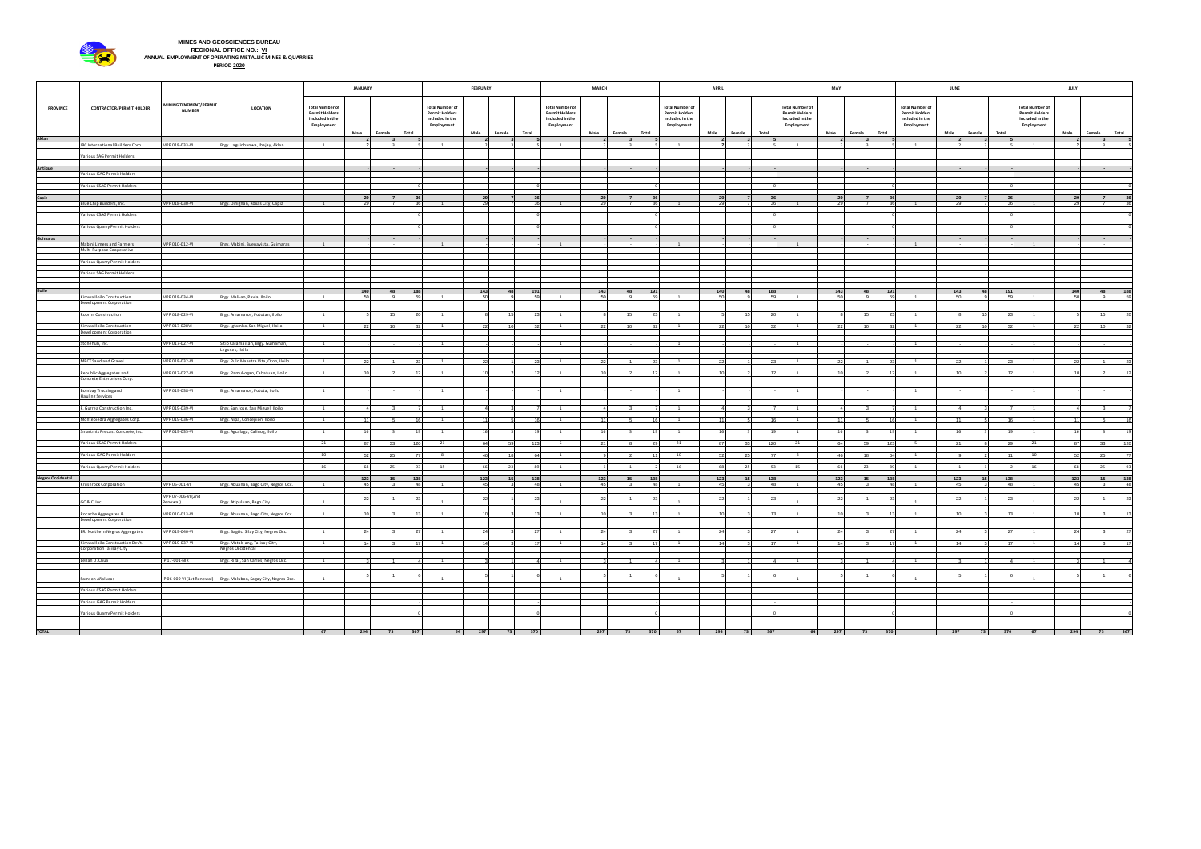**MINES AND GEOSCIENCES BUREAU**
**REGIONAL OFFICE NO.: VI**
**ANNUAL EMPLOYMENT OF OPERATING METALLIC MINES & QUARRIES**
**PERIOD 2020**

| PROVINCE | CONTRACTOR/PERMIT HOLDER | MINING TENEMENT/PERMIT NUMBER | LOCATION | JANUARY | | | | FEBRUARY | | | | MARCH | | | | APRIL | | | | MAY | | | | JUNE | | | | JULY | | | |
|---|---|---|---|---|---|---|---|---|---|---|---|---|---|---|---|---|---|---|---|---|---|---|---|---|---|---|---|---|---|---|---|
| | | | | Total Number of Permit Holders included in the Employment | Male | Female | Total | Total Number of Permit Holders included in the Employment | Male | Female | Total | Total Number of Permit Holders included in the Employment | Male | Female | Total | Total Number of Permit Holders included in the Employment | Male | Female | Total | Total Number of Permit Holders included in the Employment | Male | Female | Total | Total Number of Permit Holders included in the Employment | Male | Female | Total | Total Number of Permit Holders included in the Employment | Male | Female | Total |
| Aklan | | | | | 2 | 3 | 5 | | 2 | 3 | 5 | | 2 | 3 | 5 | | 2 | 3 | 5 | | 2 | 3 | 5 | | 2 | 3 | 5 | | 2 | 3 | 5 |
| | IBC International Builders Corp. | MPP 018-033-VI | Brgy. Laguinbanwa, Ibajay, Aklan | 1 | 2 | 3 | 5 | 1 | 2 | 3 | 5 | 1 | 2 | 3 | 5 | 1 | 2 | 3 | 5 | 1 | 2 | 3 | 5 | 1 | 2 | 3 | 5 | 1 | 2 | 3 | 5 |
| | Various SAG Permit Holders | | | | | | | | | | | | | | | | | | | | | | | | | | | | | | |
| Antique | | | | | - | - | - | | - | - | - | | - | - | - | | - | - | - | | - | - | - | | - | - | - | | - | - | - |
| | Various SAG Permit Holders | | | | | | | | | | | | | | | | | | | | | | | | | | | | | | |
| | Various CSAG Permit Holders | | | | | | 0 | | | | 0 | | | | 0 | | | | 0 | | | | 0 | | | | 0 | | | | 0 |
| Capiz | | | | | 29 | 7 | 36 | | 29 | 7 | 36 | | 29 | 7 | 36 | | 29 | 7 | 36 | | 29 | 7 | 36 | | 29 | 7 | 36 | | 29 | 7 | 36 |
| | Blue Chip Builders, Inc. | MPP 018-030-VI | Brgy. Dinignan, Roxas City, Capiz | 1 | 29 | 7 | 36 | 1 | 29 | 7 | 36 | 1 | 29 | 7 | 36 | 1 | 29 | 7 | 36 | 1 | 29 | 7 | 36 | 1 | 29 | 7 | 36 | 1 | 29 | 7 | 36 |
| | Various CSAG Permit Holders | | | | | | 0 | | | | 0 | | | | 0 | | | | 0 | | | | 0 | | | | 0 | | | | 0 |
| | Various Quarry Permit Holders | | | | | | 0 | | | | 0 | | | | 0 | | | | 0 | | | | 0 | | | | 0 | | | | 0 |
| Guimaras | | | | | - | - | - | | - | - | - | | - | - | - | | - | - | - | | - | - | - | | - | - | - | | - | - | - |
| | Mabini Limers and Farmers Multi-Purpose Cooperative | MPP 010-012-VI | Brgy. Mabini, Buenavista, Guimaras | 1 | - | - | - | 1 | - | - | - | 1 | - | - | - | 1 | - | - | - | 1 | - | - | - | 1 | - | - | - | 1 | - | - | - |
| | Various Quarry Permit Holders | | | | | | - | | | | - | | | | - | | | | - | | | | - | | | | - | | | | - |
| | Various SAG Permit Holders | | | | | | - | | | | - | | | | - | | | | - | | | | - | | | | - | | | | - |
| Iloilo | | | | | 140 | 48 | 188 | | 143 | 48 | 191 | | 143 | 48 | 191 | | 140 | 48 | 188 | | 143 | 48 | 191 | | 143 | 48 | 191 | | 140 | 48 | 188 |
| | Kimwa Iloilo Construction Development Corporation | MPP 018-034-VI | Brgy. Mali-ao, Pavia, Iloilo | 1 | 50 | 9 | 59 | 1 | 50 | 9 | 59 | 1 | 50 | 9 | 59 | 1 | 50 | 9 | 59 | 1 | 50 | 9 | 59 | 1 | 50 | 9 | 59 | 1 | 50 | 9 | 59 |
| | Ropim Construction | MPP 018-029-VI | Brgy. Amamaros, Pototan, Iloilo | 1 | 5 | 15 | 20 | 1 | 8 | 15 | 23 | 1 | 8 | 15 | 23 | 1 | 5 | 15 | 20 | 1 | 8 | 15 | 23 | 1 | 8 | 15 | 23 | 1 | 5 | 15 | 20 |
| | Kimwa Iloilo Construction Development Corporation | MPP 017-028VI | Brgy. Igtambo, San Miguel, Iloilo | 1 | 22 | 10 | 32 | 1 | 22 | 10 | 32 | 1 | 22 | 10 | 32 | 1 | 22 | 10 | 32 | 1 | 22 | 10 | 32 | 1 | 22 | 10 | 32 | 1 | 22 | 10 | 32 |
| | Stonehub, Inc. | MPP 017-027-VI | Sitio Calamaisan, Brgy. Guihaman, Leganes, Iloilo | 1 | - | - | - | 1 | - | - | - | 1 | - | - | - | 1 | - | - | - | 1 | - | - | - | 1 | - | - | - | 1 | - | - | - |
| | MRCT Sand and Gravel | MPP 018-032-VI | Brgy. Pulo Maestra Vita, Oton, Iloilo | 1 | 22 | 1 | 23 | 1 | 22 | 1 | 23 | 1 | 22 | 1 | 23 | 1 | 22 | 1 | 23 | 1 | 22 | 1 | 23 | 1 | 22 | 1 | 23 | 1 | 22 | 1 | 23 |
| | Republic Aggregates and Concrete Enterprises Corp. | MPP 017-027-VI | Brgy. Pamul-ogan, Cabatuan, Iloilo | 1 | 10 | 2 | 12 | 1 | 10 | 2 | 12 | 1 | 10 | 2 | 12 | 1 | 10 | 2 | 12 | 1 | 10 | 2 | 12 | 1 | 10 | 2 | 12 | 1 | 10 | 2 | 12 |
| | Bombay Trucking and Hauling Services | MPP 019-038-VI | Brgy. Amamaros, Pototan, Iloilo | 1 | - | - | - | 1 | - | - | - | 1 | - | - | - | 1 | - | - | - | 1 | - | - | - | 1 | - | - | - | 1 | - | - | - |
| | F. Gurrea Construction Inc. | MPP 019-039-VI | Brgy. San Jose, San Miguel, Iloilo | 1 | 4 | 3 | 7 | 1 | 4 | 3 | 7 | 1 | 4 | 3 | 7 | 1 | 4 | 3 | 7 | 1 | 4 | 3 | 7 | 1 | 4 | 3 | 7 | 1 | 4 | 3 | 7 |
| | Montepiedra Aggregates Corp. | MPP 019-036-VI | Brgy. Nipa, Concepcion, Iloilo | 1 | 11 | 5 | 16 | 1 | 11 | 5 | 16 | 1 | 11 | 5 | 16 | 1 | 11 | 5 | 16 | 1 | 11 | 5 | 16 | 1 | 11 | 5 | 16 | 1 | 11 | 5 | 16 |
| | Smartmix Precast Concrete, Inc. | MPP 019-035-VI | Brgy. Agcalaga, Calinog, Iloilo | 1 | 16 | 3 | 19 | 1 | 16 | 3 | 19 | 1 | 16 | 3 | 19 | 1 | 16 | 3 | 19 | 1 | 16 | 3 | 19 | 1 | 16 | 3 | 19 | 1 | 16 | 3 | 19 |
| | Various CSAG Permit Holders | | | 21 | 87 | 33 | 120 | 21 | 64 | 59 | 123 | 5 | 21 | 8 | 29 | 21 | 87 | 33 | 120 | 21 | 64 | 59 | 123 | 5 | 21 | 8 | 29 | 21 | 87 | 33 | 120 |
| | Various SAG Permit Holders | | | 10 | 52 | 25 | 77 | 8 | 46 | 18 | 64 | 1 | 9 | 2 | 11 | 10 | 52 | 25 | 77 | 8 | 46 | 18 | 64 | 1 | 9 | 2 | 11 | 10 | 52 | 25 | 77 |
| | Various Quarry Permit Holders | | | 16 | 68 | 25 | 93 | 15 | 66 | 23 | 89 | 1 | 1 | 1 | 2 | 16 | 68 | 25 | 93 | 15 | 66 | 23 | 89 | 1 | 1 | 1 | 2 | 16 | 68 | 25 | 93 |
| Negros Occidental | | | | | 123 | 15 | 138 | | 123 | 15 | 138 | | 123 | 15 | 138 | | 123 | 15 | 138 | | 123 | 15 | 138 | | 123 | 15 | 138 | | 123 | 15 | 138 |
| | Krushrock Corporation | MPP 005-001-VI | Brgy. Abuanan, Bago City, Negros Occ. | 1 | 45 | 3 | 48 | 1 | 45 | 3 | 48 | 1 | 45 | 3 | 48 | 1 | 45 | 3 | 48 | 1 | 45 | 3 | 48 | 1 | 45 | 3 | 48 | 1 | 45 | 3 | 48 |
| | GC & C, Inc. | MPP 07-006-VI (2nd Renewal) | Brgy. Atipuluan, Bago City | 1 | 22 | 1 | 23 | 1 | 22 | 1 | 23 | 1 | 22 | 1 | 23 | 1 | 22 | 1 | 23 | 1 | 22 | 1 | 23 | 1 | 22 | 1 | 23 | 1 | 22 | 1 | 23 |
| | Rocache Aggregates & Development Corporation | MPP 010-013-VI | Brgy. Abuanan, Bago City, Negros Occ. | 1 | 10 | 3 | 13 | 1 | 10 | 3 | 13 | 1 | 10 | 3 | 13 | 1 | 10 | 3 | 13 | 1 | 10 | 3 | 13 | 1 | 10 | 3 | 13 | 1 | 10 | 3 | 13 |
| | EKJ Northern Negros Aggregates | MPP 019-040-VI | Brgy. Bagtic, Silay City, Negros Occ. | 1 | 24 | 3 | 27 | 1 | 24 | 3 | 27 | 1 | 24 | 3 | 27 | 1 | 24 | 3 | 27 | 1 | 24 | 3 | 27 | 1 | 24 | 3 | 27 | 1 | 24 | 3 | 27 |
| | Kimwa Iloilo Construction Dev't. Corporation Talisay City | MPP 019-037-VI | Brgy. Matab-ang, Talisay City, Negros Occidental | 1 | 14 | 3 | 17 | 1 | 14 | 3 | 17 | 1 | 14 | 3 | 17 | 1 | 14 | 3 | 17 | 1 | 14 | 3 | 17 | 1 | 14 | 3 | 17 | 1 | 14 | 3 | 17 |
| | Leilani D. Chua | IP 17-001-NIR | Brgy. Rizal, San Carlos, Negros Occ. | 1 | 3 | 1 | 4 | 1 | 3 | 1 | 4 | 1 | 3 | 1 | 4 | 1 | 3 | 1 | 4 | 1 | 3 | 1 | 4 | 1 | 3 | 1 | 4 | 1 | 3 | 1 | 4 |
| | Samson Atalucas | IP 06-009-VI (1st Renewal) | Brgy. Malubon, Sagay City, Negros Occ. | 1 | 5 | 1 | 6 | 1 | 5 | 1 | 6 | 1 | 5 | 1 | 6 | 1 | 5 | 1 | 6 | 1 | 5 | 1 | 6 | 1 | 5 | 1 | 6 | 1 | 5 | 1 | 6 |
| | Various CSAG Permit Holders | | | | | | - | | | | - | | | | - | | | | - | | | | - | | | | - | | | | - |
| | Various SAG Permit Holders | | | | | | - | | | | - | | | | - | | | | - | | | | - | | | | - | | | | - |
| | Various Quarry Permit Holders | | | | | | 0 | | | | 0 | | | | 0 | | | | 0 | | | | 0 | | | | 0 | | | | 0 |
| TOTAL | | | | 67 | 294 | 73 | 367 | 64 | 297 | 73 | 370 | | 297 | 73 | 370 | 67 | 294 | 73 | 367 | 64 | 297 | 73 | 370 | | 297 | 73 | 370 | 67 | 294 | 73 | 367 |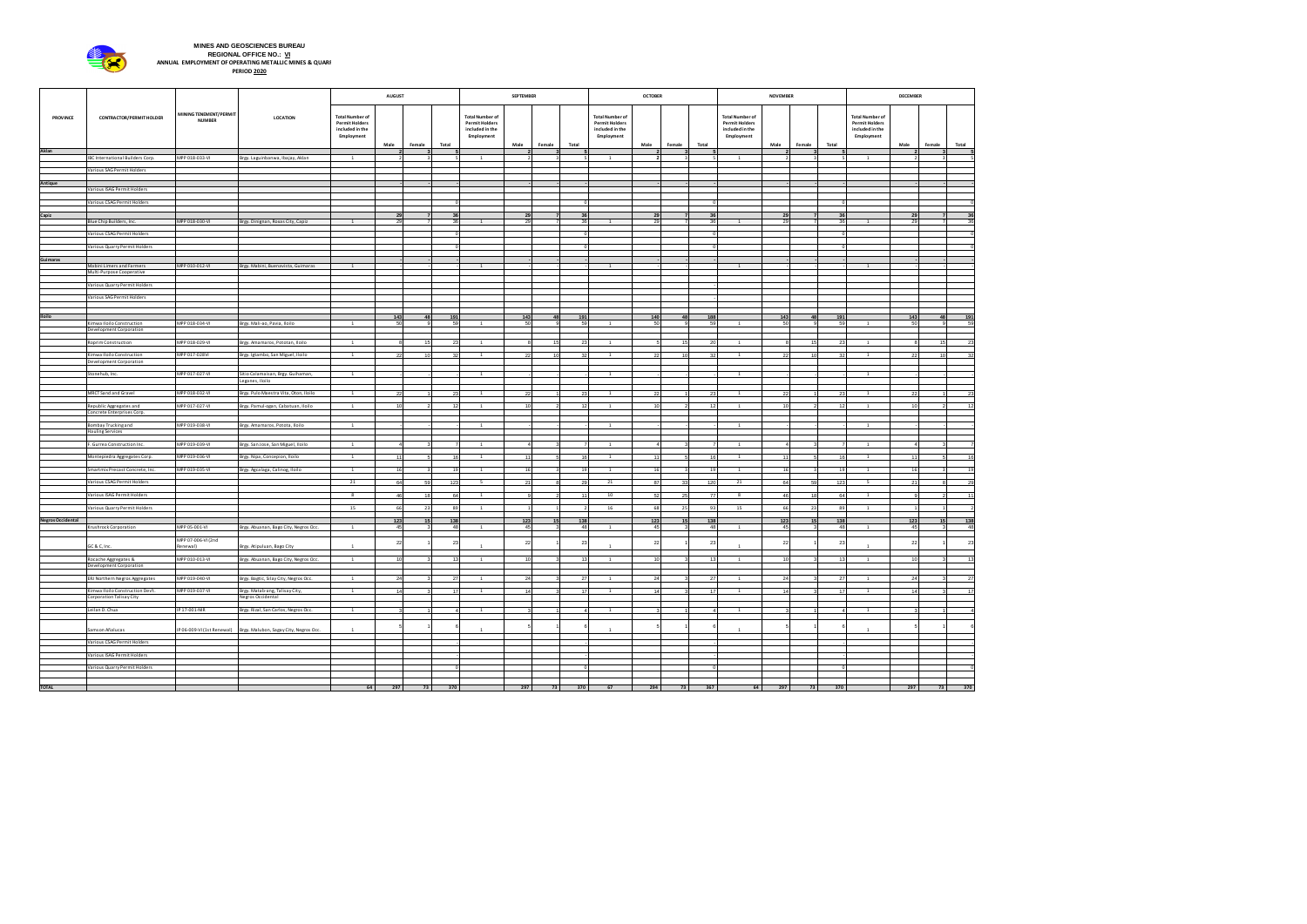**MINES AND GEOSCIENCES BUREAU**
**REGIONAL OFFICE NO.: VI**
**ANNUAL EMPLOYMENT OF OPERATING METALLIC MINES & QUARI**
**PERIOD 2020**

| PROVINCE | CONTRACTOR/PERMIT HOLDER | MINING TENEMENT/PERMIT NUMBER | LOCATION | AUGUST | | | | SEPTEMBER | | | | OCTOBER | | | | NOVEMBER | | | | DECEMBER | | | |
|---|---|---|---|---|---|---|---|---|---|---|---|---|---|---|---|---|---|---|---|---|---|---|---|
| | | | | Total Number of Permit Holders included in the Employment | Male | Female | Total | Total Number of Permit Holders included in the Employment | Male | Female | Total | Total Number of Permit Holders included in the Employment | Male | Female | Total | Total Number of Permit Holders included in the Employment | Male | Female | Total | Total Number of Permit Holders included in the Employment | Male | Female | Total |
| **Aklan** | | | | | 2 | 3 | 5 | | 2 | 3 | 5 | | 2 | 3 | 5 | | 2 | 3 | 5 | | 2 | 3 | 5 |
| | JBC International Builders Corp. | MPP 018-033-VI | Brgy. Laguinbanwa, Ibajay, Aklan | 1 | 2 | 3 | 5 | 1 | 2 | 3 | 5 | 1 | 2 | 3 | 5 | 1 | 2 | 3 | 5 | 1 | 2 | 3 | 5 |
| | Various SAG Permit Holders | | | | | | | | | | | | | | | | | | | | | | |
| **Antique** | | | | | - | - | - | | - | - | - | | - | - | - | | - | - | - | | - | - | - |
| | Various ISAG Permit Holders | | | | | | | | | | | | | | | | | | | | | | |
| | Various CSAG Permit Holders | | | | | | 0 | | | | 0 | | | | 0 | | | | 0 | | | | 0 |
| **Capiz** | | | | | 29 | 7 | 36 | | 29 | 7 | 36 | | 29 | 7 | 36 | | 29 | 7 | 36 | | 29 | 7 | 36 |
| | Blue Chip Builders, Inc. | MPP 018-030-VI | Brgy. Dinignan, Roxas City, Capiz | 1 | 29 | 7 | 36 | 1 | 29 | 7 | 36 | 1 | 29 | 7 | 36 | 1 | 29 | 7 | 36 | 1 | 29 | 7 | 36 |
| | Various CSAG Permit Holders | | | | | | 0 | | | | 0 | | | | 0 | | | | 0 | | | | 0 |
| | Various Quarry Permit Holders | | | | | | 0 | | | | 0 | | | | 0 | | | | 0 | | | | 0 |
| **Guimaras** | | | | | - | - | - | | - | - | - | | - | - | - | | - | - | - | | - | - | - |
| | Mabini Limers and Farmers Multi-Purpose Cooperative | MPP 010-012-VI | Brgy. Mabini, Buenavista, Guimaras | 1 | - | - | - | 1 | - | - | - | 1 | - | - | - | 1 | - | - | - | 1 | - | - | - |
| | Various Quarry Permit Holders | | | | | | | | | | | | | | | | | | | | | | |
| | Various SAG Permit Holders | | | | | | | | | | | | | | | | | | | | | | |
| **Iloilo** | | | | | 143 | 48 | 191 | | 143 | 48 | 191 | | 140 | 48 | 188 | | 143 | 48 | 191 | | 143 | 48 | 191 |
| | Kimwa Iloilo Construction Development Corporation | MPP 018-034-VI | Brgy. Mali-ao, Pavia, Iloilo | 1 | 50 | 9 | 59 | 1 | 50 | 9 | 59 | 1 | 50 | 9 | 59 | 1 | 50 | 9 | 59 | 1 | 50 | 9 | 59 |
| | Roprim Construction | MPP 018-029-VI | Brgy. Amamaros, Pototan, Iloilo | 1 | 8 | 15 | 23 | 1 | 8 | 15 | 23 | 1 | 5 | 15 | 20 | 1 | 8 | 15 | 23 | 1 | 8 | 15 | 23 |
| | Kimwa Iloilo Construction Development Corporation | MPP 017-028VI | Brgy. Igtambo, San Miguel, Iloilo | 1 | 22 | 10 | 32 | 1 | 22 | 10 | 32 | 1 | 22 | 10 | 32 | 1 | 22 | 10 | 32 | 1 | 22 | 10 | 32 |
| | Stonehub, Inc. | MPP 017-027-VI | Sitio Calamaisan, Brgy. Guihaman, Leganes, Iloilo | 1 | - | - | - | 1 | - | - | - | 1 | - | - | - | 1 | - | - | - | 1 | - | - | - |
| | MRCT Sand and Gravel | MPP 018-032-VI | Brgy. Pulo Maestra Vita, Oton, Iloilo | 1 | 22 | 1 | 23 | 1 | 22 | 1 | 23 | 1 | 22 | 1 | 23 | 1 | 22 | 1 | 23 | 1 | 22 | 1 | 23 |
| | Republic Aggregates and Concrete Enterprises Corp. | MPP 017-027-VI | Brgy. Pamul-ogan, Cabatuan, Iloilo | 1 | 10 | 2 | 12 | 1 | 10 | 2 | 12 | 1 | 10 | 2 | 12 | 1 | 10 | 2 | 12 | 1 | 10 | 2 | 12 |
| | Bombay Trucking and Hauling Services | MPP 019-038-VI | Brgy. Amamaros, Pototo, Iloilo | 1 | - | - | - | 1 | - | - | - | 1 | - | - | - | 1 | - | - | - | 1 | - | - | - |
| | F. Gurrea Construction Inc. | MPP 019-039-VI | Brgy. San Jose, San Miguel, Iloilo | 1 | 4 | 3 | 7 | 1 | 4 | 3 | 7 | 1 | 4 | 3 | 7 | 1 | 4 | 3 | 7 | 1 | 4 | 3 | 7 |
| | Montepiedra Aggregates Corp. | MPP 019-036-VI | Brgy. Nipa, Concepion, Iloilo | 1 | 11 | 5 | 16 | 1 | 11 | 5 | 16 | 1 | 11 | 5 | 16 | 1 | 11 | 5 | 16 | 1 | 11 | 5 | 16 |
| | Smartmix Precast Concrete, Inc. | MPP 019-035-VI | Brgy. Agcalaga, Calinog, Iloilo | 1 | 16 | 3 | 19 | 1 | 16 | 3 | 19 | 1 | 16 | 3 | 19 | 1 | 16 | 3 | 19 | 1 | 16 | 3 | 19 |
| | Various CSAG Permit Holders | | | 21 | 64 | 59 | 123 | 5 | 21 | 8 | 29 | 21 | 87 | 33 | 120 | 21 | 64 | 59 | 123 | 5 | 21 | 8 | 29 |
| | Various ISAG Permit Holders | | | 8 | 46 | 18 | 64 | 1 | 9 | 2 | 11 | 10 | 52 | 25 | 77 | 8 | 46 | 18 | 64 | 1 | 9 | 2 | 11 |
| | Various Quarry Permit Holders | | | 15 | 66 | 23 | 89 | 1 | 1 | 1 | 2 | 16 | 68 | 25 | 93 | 15 | 66 | 23 | 89 | 1 | 1 | 1 | 2 |
| **Negros Occidental** | | | | | 123 | 15 | 138 | | 123 | 15 | 138 | | 123 | 15 | 138 | | 123 | 15 | 138 | | 123 | 15 | 138 |
| | Krushrock Corporation | MPP 05-001-VI | Brgy. Abuanan, Bago City, Negros Occ. | 1 | 45 | 3 | 48 | 1 | 45 | 3 | 48 | 1 | 45 | 3 | 48 | 1 | 45 | 3 | 48 | 1 | 45 | 3 | 48 |
| | GC & C, Inc. | MPP 07-006-VI (2nd Renewal) | Brgy. Atipuluan, Bago City | 1 | 22 | 1 | 23 | 1 | 22 | 1 | 23 | 1 | 22 | 1 | 23 | 1 | 22 | 1 | 23 | 1 | 22 | 1 | 23 |
| | Rocache Aggregates & Development Corporation | MPP 010-013-VI | Brgy. Abuanan, Bago City, Negros Occ. | 1 | 10 | 3 | 13 | 1 | 10 | 3 | 13 | 1 | 10 | 3 | 13 | 1 | 10 | 3 | 13 | 1 | 10 | 3 | 13 |
| | EKJ Northern Negros Aggregates | MPP 019-040-VI | Brgy. Bagtic, Silay City, Negros Occ. | 1 | 24 | 3 | 27 | 1 | 24 | 3 | 27 | 1 | 24 | 3 | 27 | 1 | 24 | 3 | 27 | 1 | 24 | 3 | 27 |
| | Kimwa Iloilo Construction Dev't. Corporation Talisay City | MPP 019-037-VI | Brgy. Matab-ang, Talisay City, Negros Occidental | 1 | 14 | 3 | 17 | 1 | 14 | 3 | 17 | 1 | 14 | 3 | 17 | 1 | 14 | 3 | 17 | 1 | 14 | 3 | 17 |
| | Leilan D. Chua | IP 17-001-NIR | Brgy. Rizal, San Carlos, Negros Occ. | 1 | 3 | 1 | 4 | 1 | 3 | 1 | 4 | 1 | 3 | 1 | 4 | 1 | 3 | 1 | 4 | 1 | 3 | 1 | 4 |
| | Samson Afalucas | IP 06-009-VI (1st Renewal) | Brgy. Malubon, Sagay City, Negros Occ. | 1 | 5 | 1 | 6 | 1 | 5 | 1 | 6 | 1 | 5 | 1 | 6 | 1 | 5 | 1 | 6 | 1 | 5 | 1 | 6 |
| | Various CSAG Permit Holders | | | | | | - | | | | - | | | | - | | | | - | | | | - |
| | Various ISAG Permit Holders | | | | | | - | | | | - | | | | - | | | | - | | | | - |
| | Various Quarry Permit Holders | | | | | | 0 | | | | 0 | | | | 0 | | | | 0 | | | | 0 |
| **TOTAL** | | | | 64 | 297 | 73 | 370 | | 297 | 73 | 370 | 67 | 294 | 73 | 367 | 64 | 297 | 73 | 370 | | 297 | 73 | 370 |